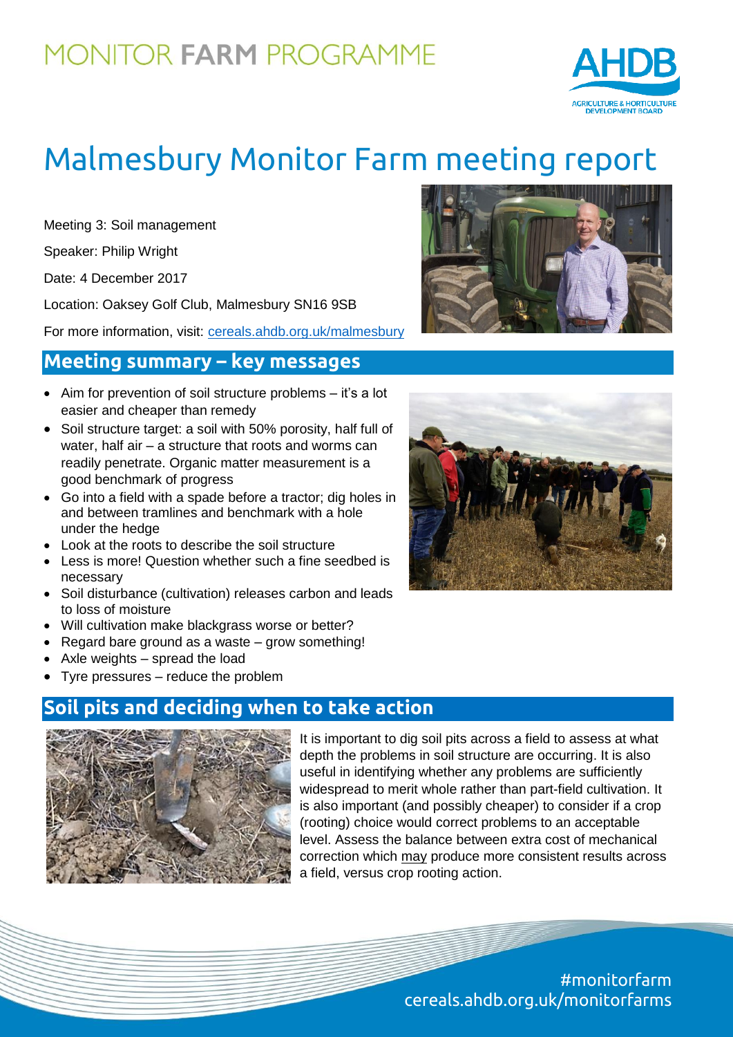MONITOR **FARM** PROGRAMME

# Malmesbury Monitor Farm meeting report

Meeting 3: Soil management

Speaker: Philip Wright

Date: 4 December 2017

Location: Oaksey Golf Club, Malmesbury SN16 9SB

For more information, visit: cereals.ahdb.org.uk/malmesbury

## Meeting summary – key messages

- Aim for prevention of soil structure problems – it's a lot easier and cheaper than remedy
- Soil structure target: a soil with 50% porosity, half full of water, half air – a structure that roots and worms can readily penetrate. Organic matter measurement is a good benchmark of progress
- Go into a field with a spade before a tractor; dig holes in and between tramlines and benchmark with a hole under the hedge
- Look at the roots to describe the soil structure
- Less is more! Question whether such a fine seedbed is necessary
- Soil disturbance (cultivation) releases carbon and leads to loss of moisture
- Will cultivation make blackgrass worse or better?
- Regard bare ground as a waste – grow something!
- Axle weights – spread the load
- Tyre pressures – reduce the problem

## Soil pits and deciding when to take action

It is important to dig soil pits across a field to assess at what depth the problems in soil structure are occurring. It is also useful in identifying whether any problems are sufficiently widespread to merit whole rather than part-field cultivation. It is also important (and possibly cheaper) to consider if a crop (rooting) choice would correct problems to an acceptable level. Assess the balance between extra cost of mechanical correction which may produce more consistent results across a field, versus crop rooting action.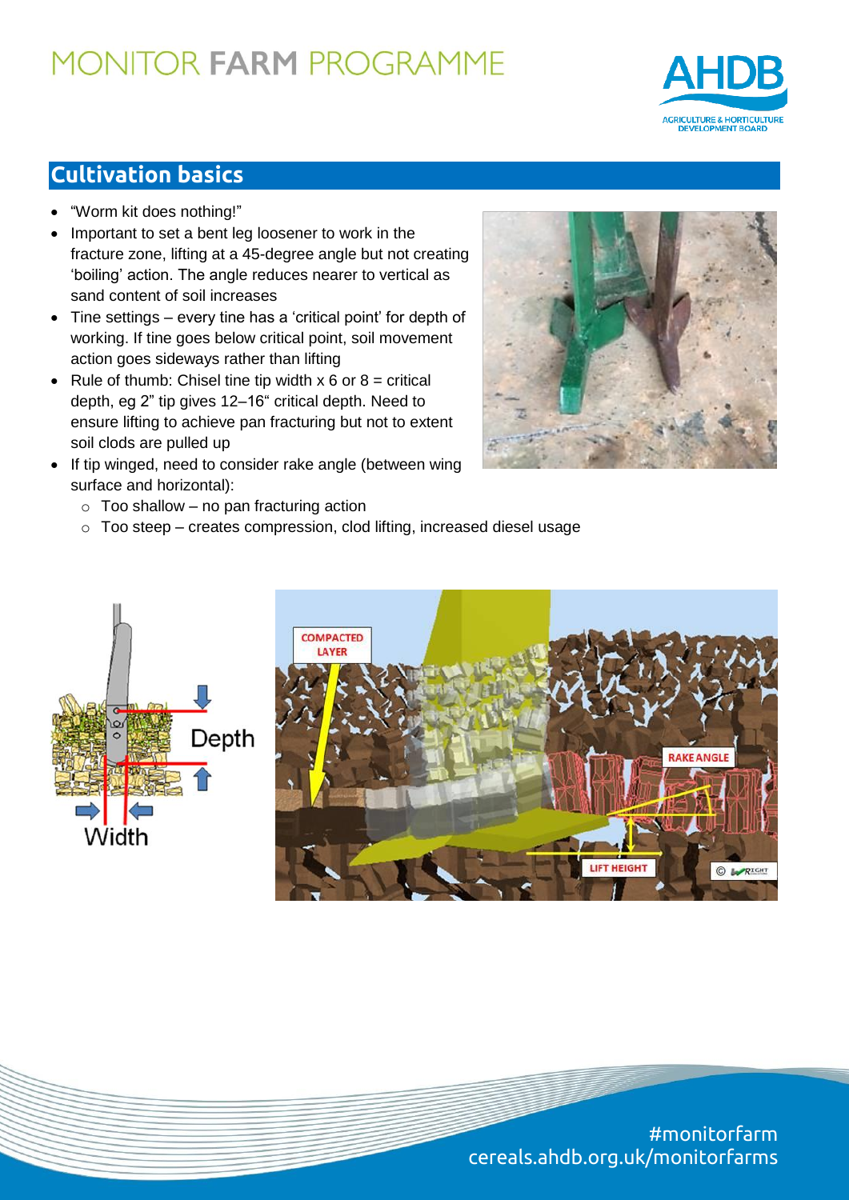## Cultivation basics

- "Worm kit does nothing!"
- Important to set a bent leg loosener to work in the fracture zone, lifting at a 45-degree angle but not creating 'boiling' action. The angle reduces nearer to vertical as sand content of soil increases
- Tine settings – every tine has a 'critical point' for depth of working. If tine goes below critical point, soil movement action goes sideways rather than lifting
- Rule of thumb: Chisel tine tip width x 6 or 8 = critical depth, eg 2" tip gives 12–16" critical depth. Need to ensure lifting to achieve pan fracturing but not to extent soil clods are pulled up
- If tip winged, need to consider rake angle (between wing surface and horizontal):
  - Too shallow – no pan fracturing action
  - Too steep – creates compression, clod lifting, increased diesel usage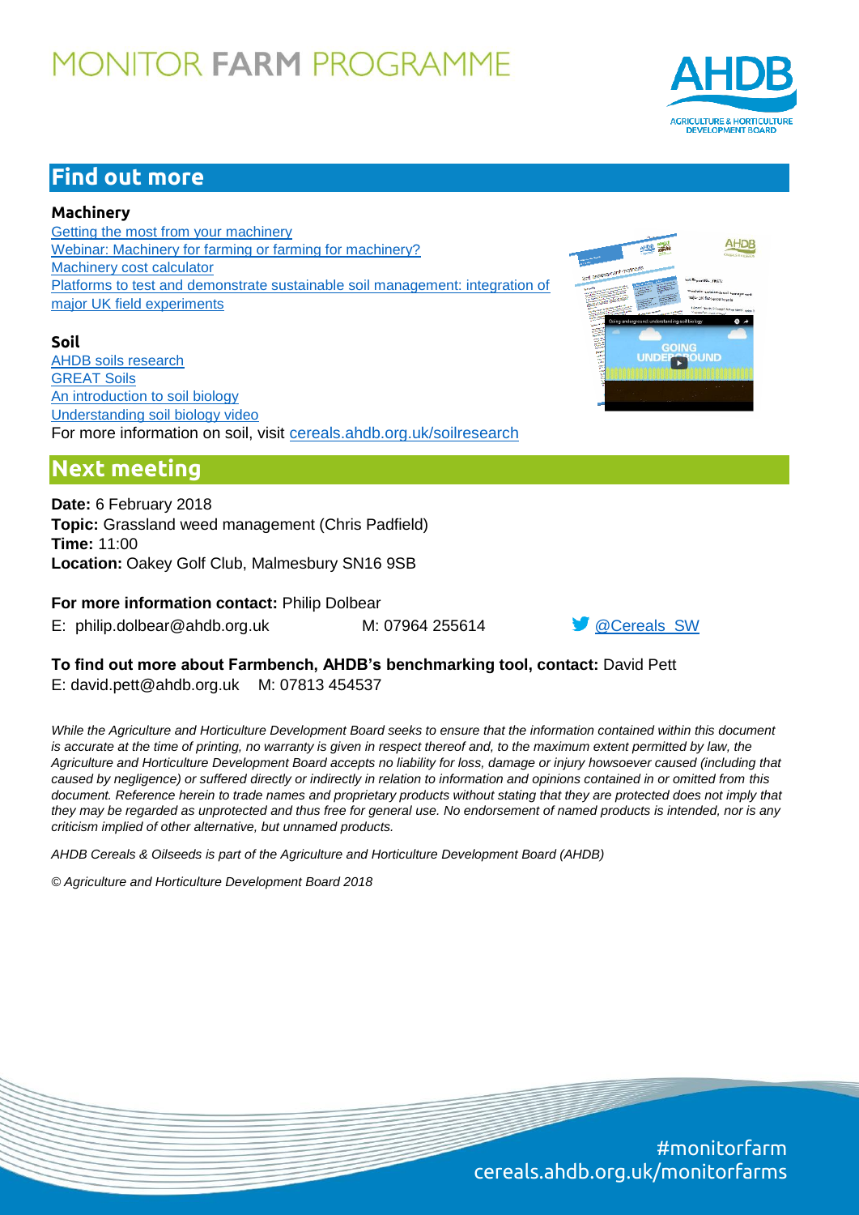# MONITOR FARM PROGRAMME

## Find out more

**Machinery**

Getting the most from your machinery
Webinar: Machinery for farming or farming for machinery?
Machinery cost calculator
Platforms to test and demonstrate sustainable soil management: integration of major UK field experiments

**Soil**

AHDB soils research
GREAT Soils
An introduction to soil biology
Understanding soil biology video
For more information on soil, visit cereals.ahdb.org.uk/soilresearch

## Next meeting

**Date:** 6 February 2018
**Topic:** Grassland weed management (Chris Padfield)
**Time:** 11:00
**Location:** Oakey Golf Club, Malmesbury SN16 9SB

**For more information contact:** Philip Dolbear
E: philip.dolbear@ahdb.org.uk M: 07964 255614 @Cereals_SW

**To find out more about Farmbench, AHDB's benchmarking tool, contact:** David Pett
E: david.pett@ahdb.org.uk M: 07813 454537

*While the Agriculture and Horticulture Development Board seeks to ensure that the information contained within this document is accurate at the time of printing, no warranty is given in respect thereof and, to the maximum extent permitted by law, the Agriculture and Horticulture Development Board accepts no liability for loss, damage or injury howsoever caused (including that caused by negligence) or suffered directly or indirectly in relation to information and opinions contained in or omitted from this document. Reference herein to trade names and proprietary products without stating that they are protected does not imply that they may be regarded as unprotected and thus free for general use. No endorsement of named products is intended, nor is any criticism implied of other alternative, but unnamed products.*

*AHDB Cereals & Oilseeds is part of the Agriculture and Horticulture Development Board (AHDB)*

*© Agriculture and Horticulture Development Board 2018*

#monitorfarm
cereals.ahdb.org.uk/monitorfarms